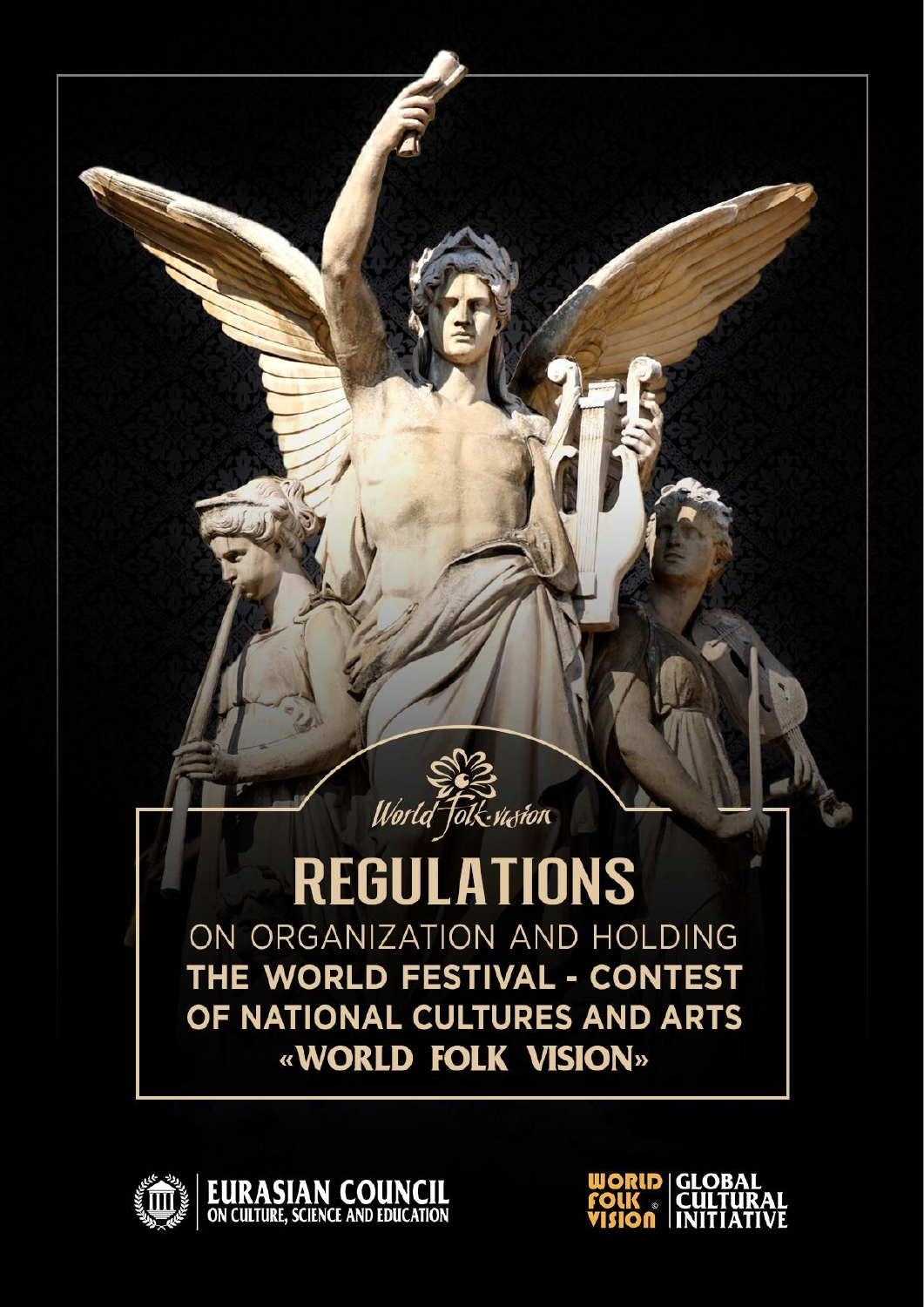World Folk-vision

# REGULATIONS

ON ORGANIZATION AND HOLDING

**THE WORLD FESTIVAL - CONTEST OF NATIONAL CULTURES AND ARTS «WORLD FOLK VISION»**

EURASIAN COUNCIL ON CULTURE, SCIENCE AND EDUCATION

WORLD FOLK VISION ® | GLOBAL CULTURAL INITIATIVE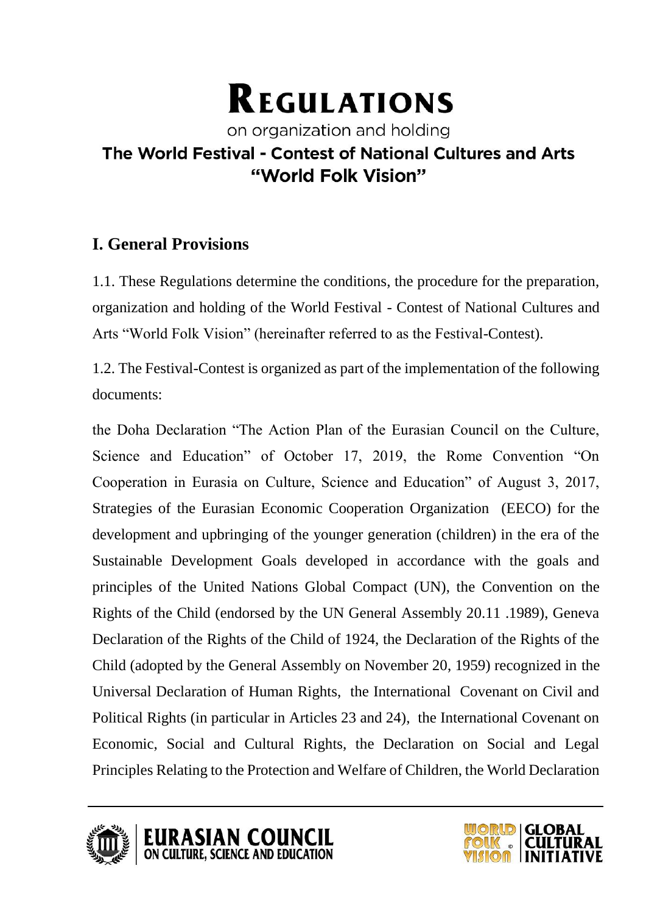# REGULATIONS

on organization and holding

## The World Festival - Contest of National Cultures and Arts "World Folk Vision"

### I. General Provisions

1.1. These Regulations determine the conditions, the procedure for the preparation, organization and holding of the World Festival - Contest of National Cultures and Arts "World Folk Vision" (hereinafter referred to as the Festival-Contest).

1.2. The Festival-Contest is organized as part of the implementation of the following documents:

the Doha Declaration "The Action Plan of the Eurasian Council on the Culture, Science and Education" of October 17, 2019, the Rome Convention "On Cooperation in Eurasia on Culture, Science and Education" of August 3, 2017, Strategies of the Eurasian Economic Cooperation Organization (EECO) for the development and upbringing of the younger generation (children) in the era of the Sustainable Development Goals developed in accordance with the goals and principles of the United Nations Global Compact (UN), the Convention on the Rights of the Child (endorsed by the UN General Assembly 20.11 .1989), Geneva Declaration of the Rights of the Child of 1924, the Declaration of the Rights of the Child (adopted by the General Assembly on November 20, 1959) recognized in the Universal Declaration of Human Rights, the International Covenant on Civil and Political Rights (in particular in Articles 23 and 24), the International Covenant on Economic, Social and Cultural Rights, the Declaration on Social and Legal Principles Relating to the Protection and Welfare of Children, the World Declaration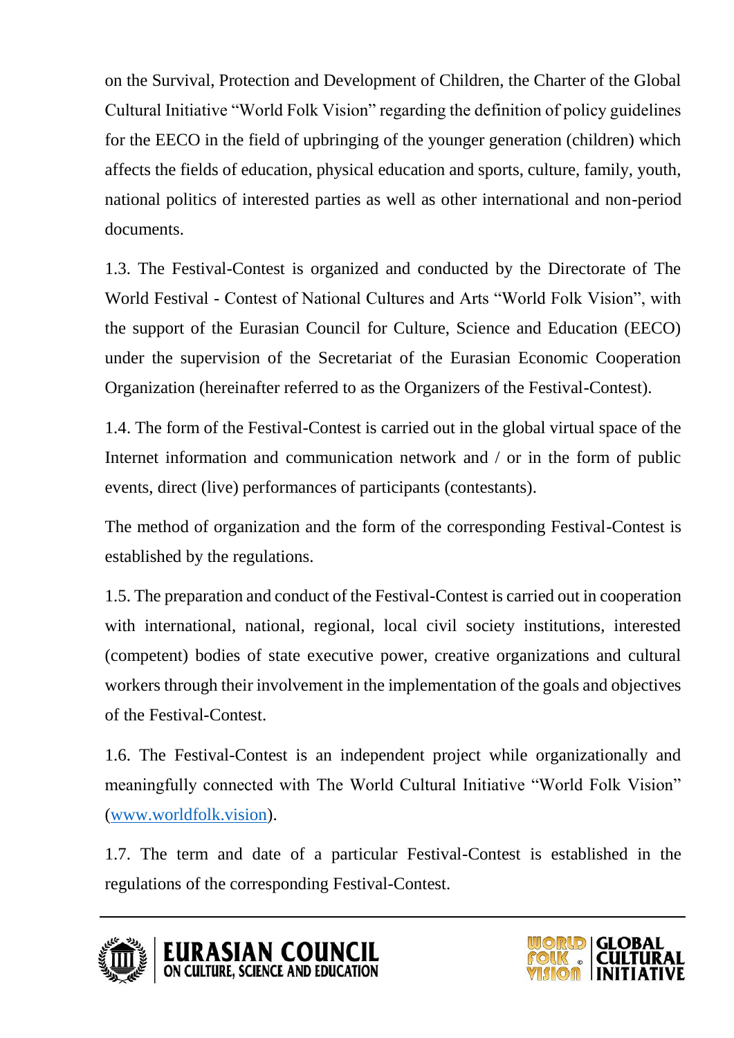on the Survival, Protection and Development of Children, the Charter of the Global Cultural Initiative "World Folk Vision" regarding the definition of policy guidelines for the EECO in the field of upbringing of the younger generation (children) which affects the fields of education, physical education and sports, culture, family, youth, national politics of interested parties as well as other international and non-period documents.

1.3. The Festival-Contest is organized and conducted by the Directorate of The World Festival - Contest of National Cultures and Arts "World Folk Vision", with the support of the Eurasian Council for Culture, Science and Education (EECO) under the supervision of the Secretariat of the Eurasian Economic Cooperation Organization (hereinafter referred to as the Organizers of the Festival-Contest).

1.4. The form of the Festival-Contest is carried out in the global virtual space of the Internet information and communication network and / or in the form of public events, direct (live) performances of participants (contestants).

The method of organization and the form of the corresponding Festival-Contest is established by the regulations.

1.5. The preparation and conduct of the Festival-Contest is carried out in cooperation with international, national, regional, local civil society institutions, interested (competent) bodies of state executive power, creative organizations and cultural workers through their involvement in the implementation of the goals and objectives of the Festival-Contest.

1.6. The Festival-Contest is an independent project while organizationally and meaningfully connected with The World Cultural Initiative "World Folk Vision" (www.worldfolk.vision).

1.7. The term and date of a particular Festival-Contest is established in the regulations of the corresponding Festival-Contest.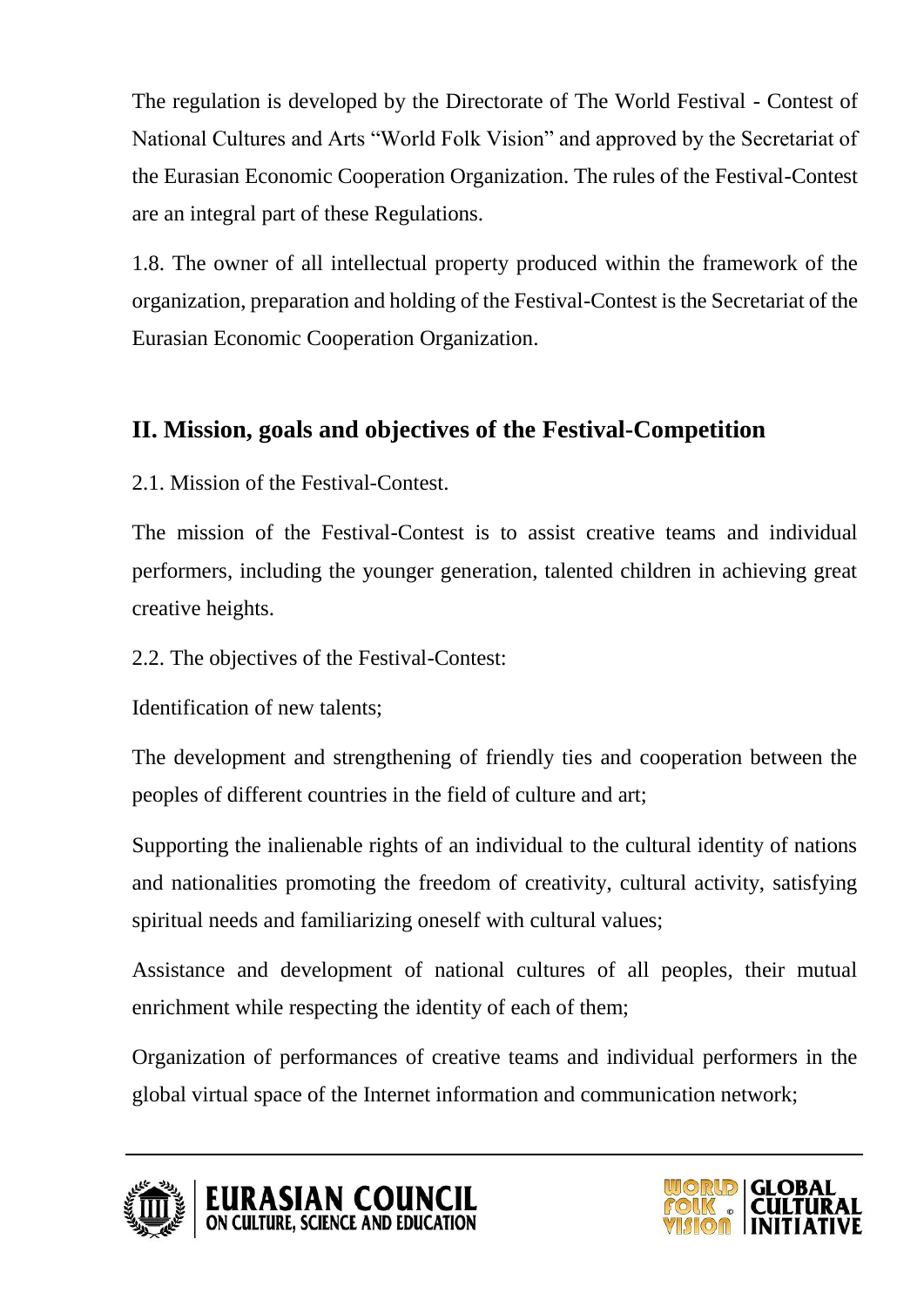The regulation is developed by the Directorate of The World Festival - Contest of National Cultures and Arts "World Folk Vision" and approved by the Secretariat of the Eurasian Economic Cooperation Organization. The rules of the Festival-Contest are an integral part of these Regulations.

1.8. The owner of all intellectual property produced within the framework of the organization, preparation and holding of the Festival-Contest is the Secretariat of the Eurasian Economic Cooperation Organization.

## II. Mission, goals and objectives of the Festival-Competition

2.1. Mission of the Festival-Contest.

The mission of the Festival-Contest is to assist creative teams and individual performers, including the younger generation, talented children in achieving great creative heights.

2.2. The objectives of the Festival-Contest:

Identification of new talents;

The development and strengthening of friendly ties and cooperation between the peoples of different countries in the field of culture and art;

Supporting the inalienable rights of an individual to the cultural identity of nations and nationalities promoting the freedom of creativity, cultural activity, satisfying spiritual needs and familiarizing oneself with cultural values;

Assistance and development of national cultures of all peoples, their mutual enrichment while respecting the identity of each of them;

Organization of performances of creative teams and individual performers in the global virtual space of the Internet information and communication network;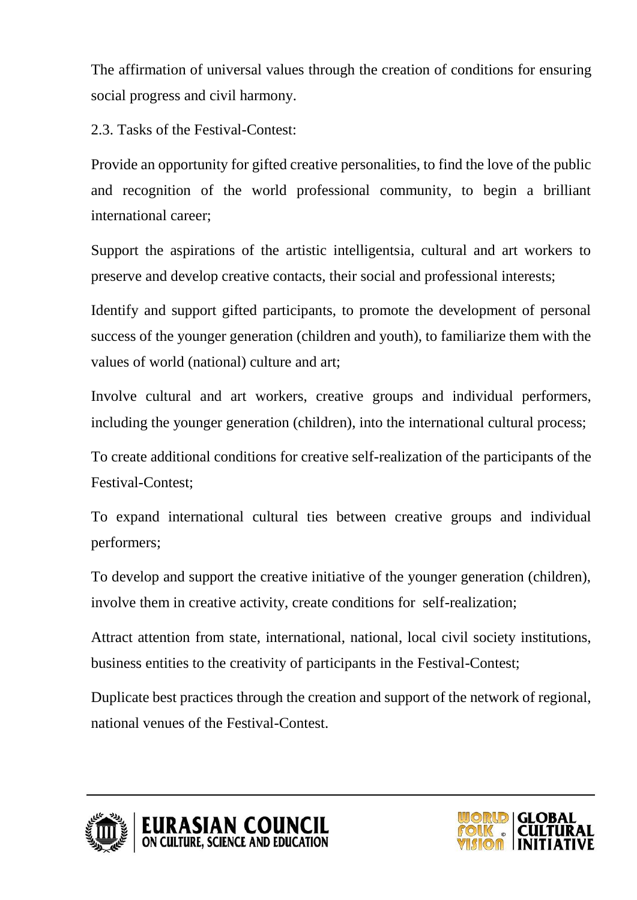The affirmation of universal values through the creation of conditions for ensuring social progress and civil harmony.

2.3. Tasks of the Festival-Contest:

Provide an opportunity for gifted creative personalities, to find the love of the public and recognition of the world professional community, to begin a brilliant international career;

Support the aspirations of the artistic intelligentsia, cultural and art workers to preserve and develop creative contacts, their social and professional interests;

Identify and support gifted participants, to promote the development of personal success of the younger generation (children and youth), to familiarize them with the values of world (national) culture and art;

Involve cultural and art workers, creative groups and individual performers, including the younger generation (children), into the international cultural process;

To create additional conditions for creative self-realization of the participants of the Festival-Contest;

To expand international cultural ties between creative groups and individual performers;

To develop and support the creative initiative of the younger generation (children), involve them in creative activity, create conditions for self-realization;

Attract attention from state, international, national, local civil society institutions, business entities to the creativity of participants in the Festival-Contest;

Duplicate best practices through the creation and support of the network of regional, national venues of the Festival-Contest.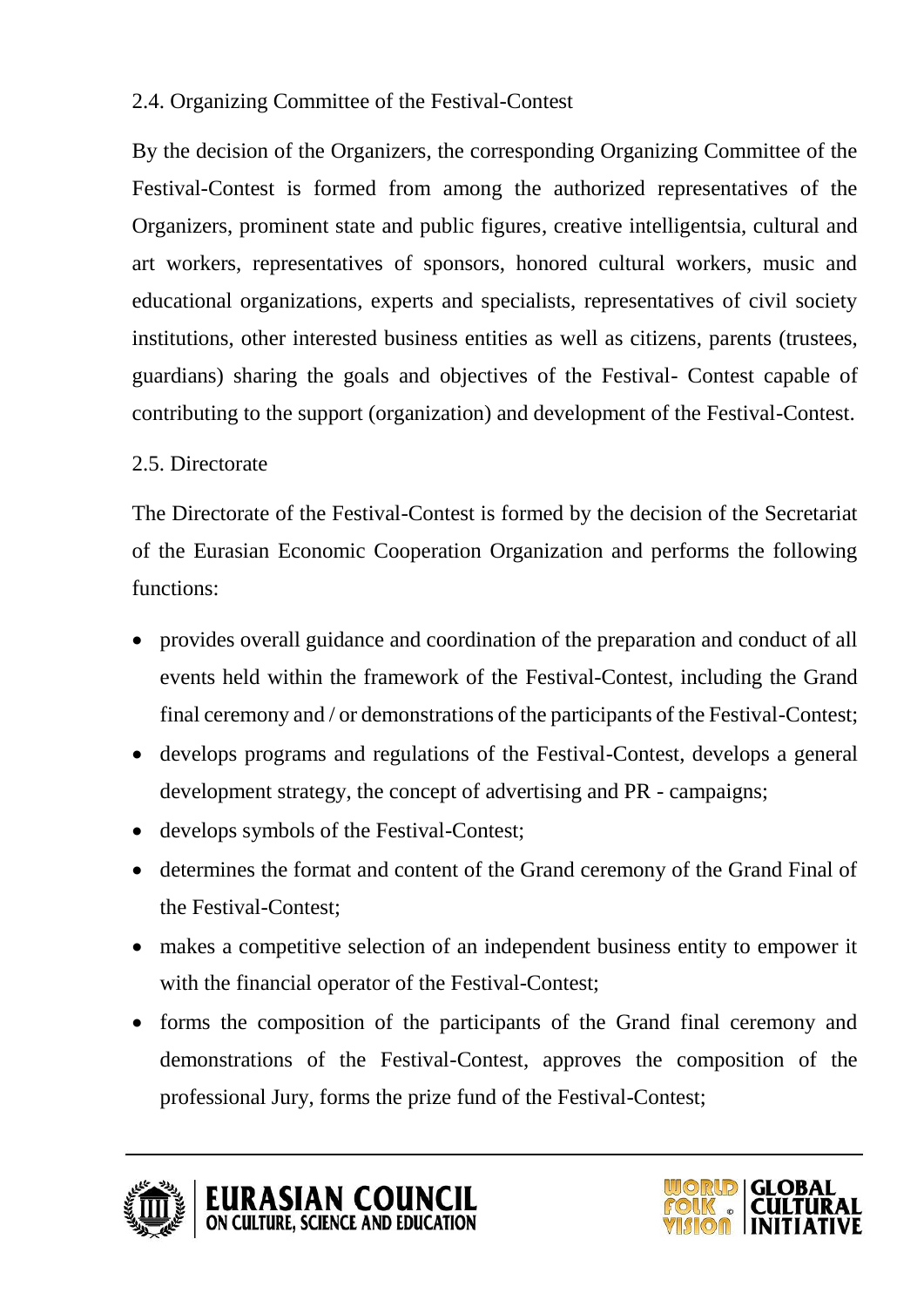## 2.4. Organizing Committee of the Festival-Contest

By the decision of the Organizers, the corresponding Organizing Committee of the Festival-Contest is formed from among the authorized representatives of the Organizers, prominent state and public figures, creative intelligentsia, cultural and art workers, representatives of sponsors, honored cultural workers, music and educational organizations, experts and specialists, representatives of civil society institutions, other interested business entities as well as citizens, parents (trustees, guardians) sharing the goals and objectives of the Festival- Contest capable of contributing to the support (organization) and development of the Festival-Contest.

## 2.5. Directorate

The Directorate of the Festival-Contest is formed by the decision of the Secretariat of the Eurasian Economic Cooperation Organization and performs the following functions:

- provides overall guidance and coordination of the preparation and conduct of all events held within the framework of the Festival-Contest, including the Grand final ceremony and / or demonstrations of the participants of the Festival-Contest;
- develops programs and regulations of the Festival-Contest, develops a general development strategy, the concept of advertising and PR - campaigns;
- develops symbols of the Festival-Contest;
- determines the format and content of the Grand ceremony of the Grand Final of the Festival-Contest;
- makes a competitive selection of an independent business entity to empower it with the financial operator of the Festival-Contest;
- forms the composition of the participants of the Grand final ceremony and demonstrations of the Festival-Contest, approves the composition of the professional Jury, forms the prize fund of the Festival-Contest;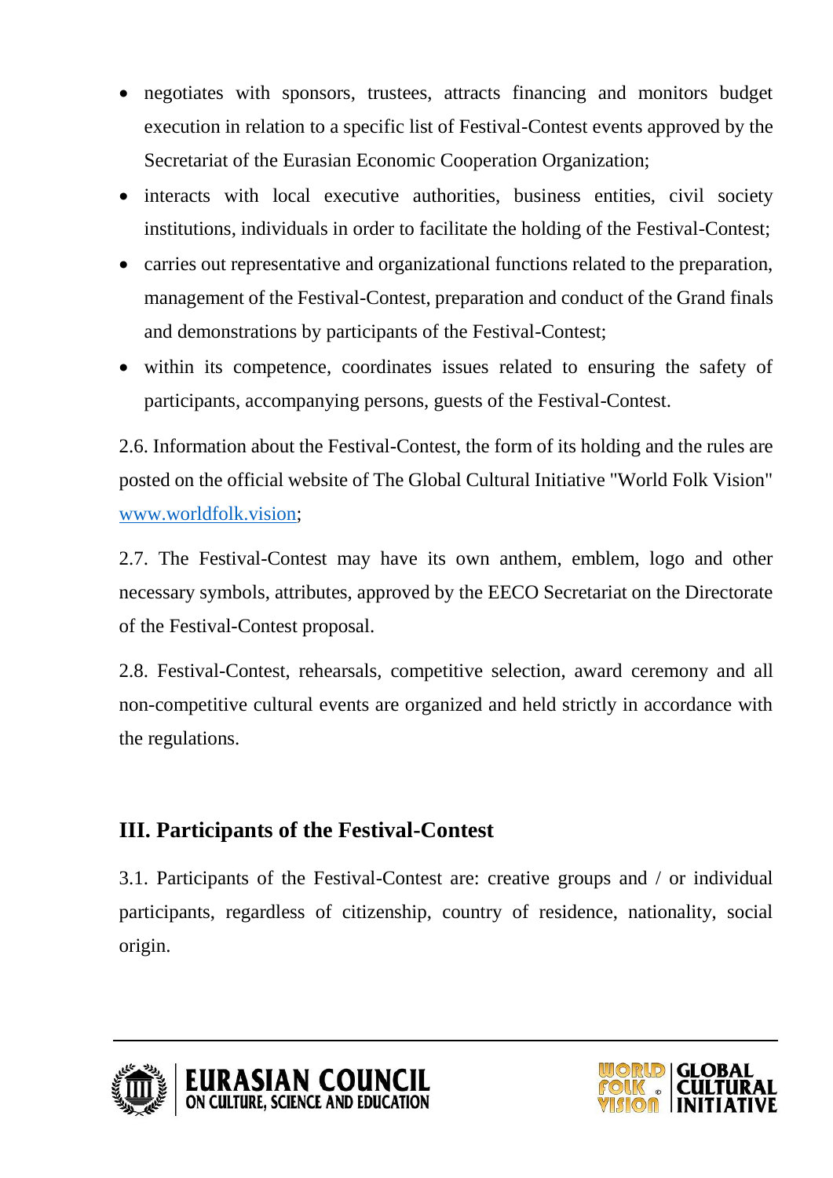- negotiates with sponsors, trustees, attracts financing and monitors budget execution in relation to a specific list of Festival-Contest events approved by the Secretariat of the Eurasian Economic Cooperation Organization;
- interacts with local executive authorities, business entities, civil society institutions, individuals in order to facilitate the holding of the Festival-Contest;
- carries out representative and organizational functions related to the preparation, management of the Festival-Contest, preparation and conduct of the Grand finals and demonstrations by participants of the Festival-Contest;
- within its competence, coordinates issues related to ensuring the safety of participants, accompanying persons, guests of the Festival-Contest.

2.6. Information about the Festival-Contest, the form of its holding and the rules are posted on the official website of The Global Cultural Initiative "World Folk Vision" [www.worldfolk.vision](http://www.worldfolk.vision);

2.7. The Festival-Contest may have its own anthem, emblem, logo and other necessary symbols, attributes, approved by the EECO Secretariat on the Directorate of the Festival-Contest proposal.

2.8. Festival-Contest, rehearsals, competitive selection, award ceremony and all non-competitive cultural events are organized and held strictly in accordance with the regulations.

## III. Participants of the Festival-Contest

3.1. Participants of the Festival-Contest are: creative groups and / or individual participants, regardless of citizenship, country of residence, nationality, social origin.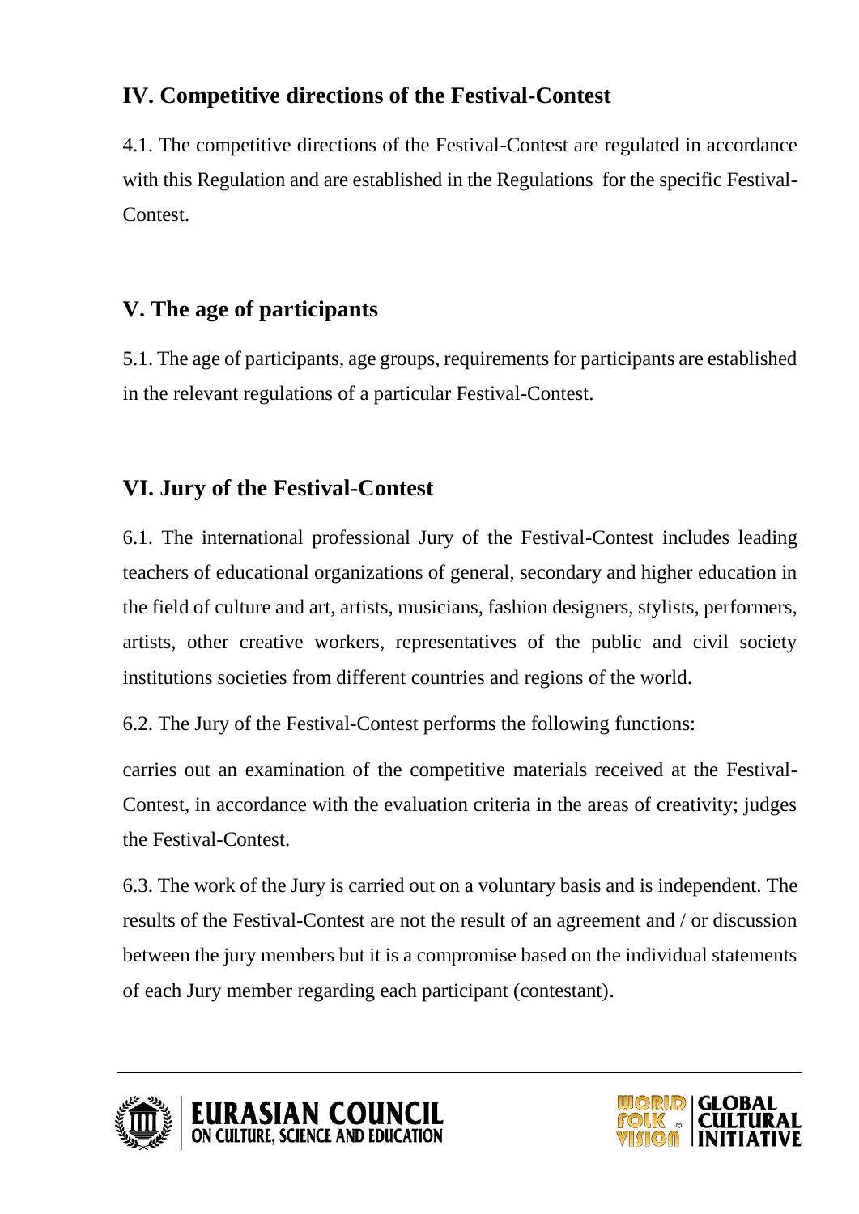## IV. Competitive directions of the Festival-Contest

4.1. The competitive directions of the Festival-Contest are regulated in accordance with this Regulation and are established in the Regulations for the specific Festival-Contest.

## V. The age of participants

5.1. The age of participants, age groups, requirements for participants are established in the relevant regulations of a particular Festival-Contest.

## VI. Jury of the Festival-Contest

6.1. The international professional Jury of the Festival-Contest includes leading teachers of educational organizations of general, secondary and higher education in the field of culture and art, artists, musicians, fashion designers, stylists, performers, artists, other creative workers, representatives of the public and civil society institutions societies from different countries and regions of the world.

6.2. The Jury of the Festival-Contest performs the following functions:

carries out an examination of the competitive materials received at the Festival-Contest, in accordance with the evaluation criteria in the areas of creativity; judges the Festival-Contest.

6.3. The work of the Jury is carried out on a voluntary basis and is independent. The results of the Festival-Contest are not the result of an agreement and / or discussion between the jury members but it is a compromise based on the individual statements of each Jury member regarding each participant (contestant).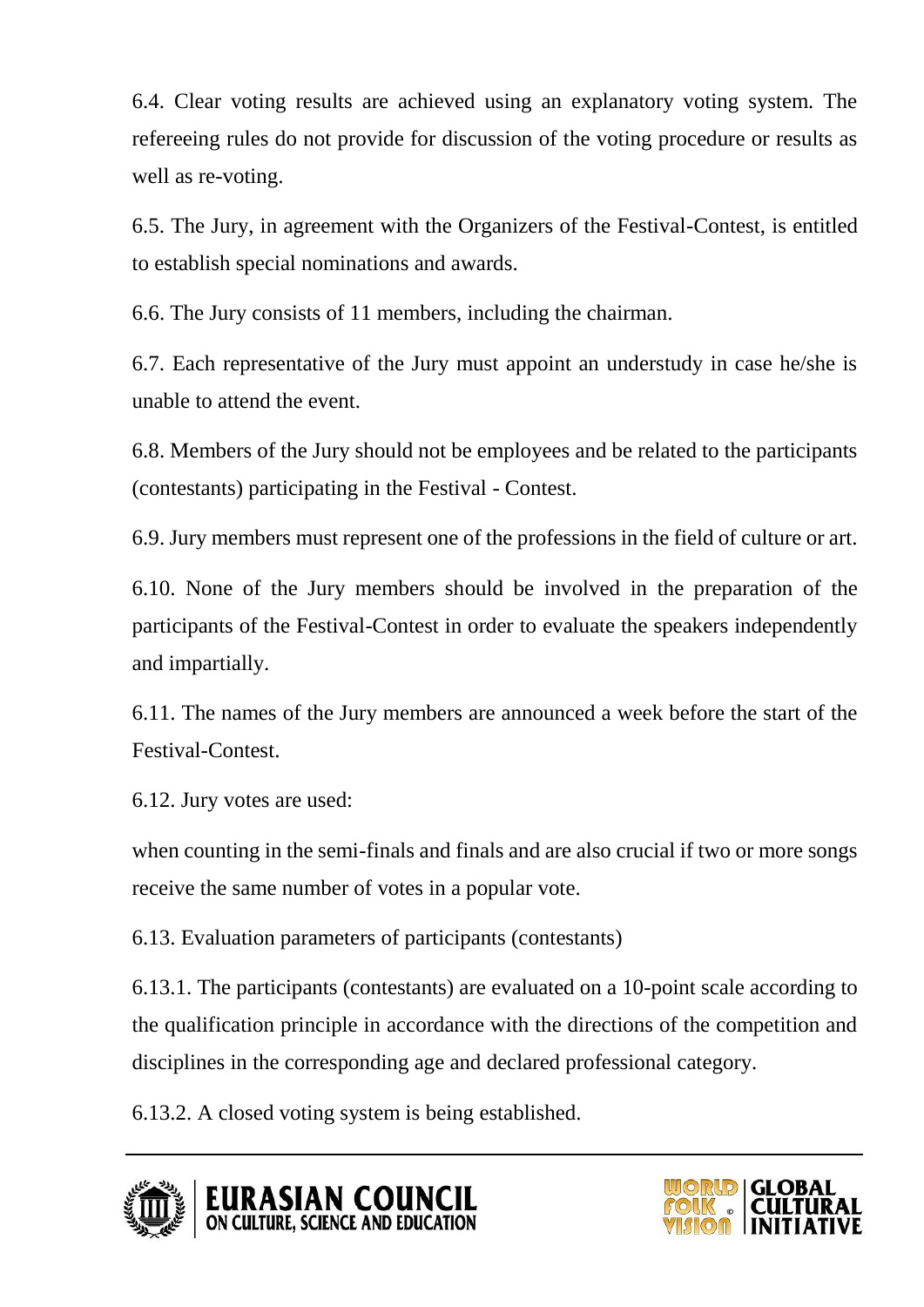6.4. Clear voting results are achieved using an explanatory voting system. The refereeing rules do not provide for discussion of the voting procedure or results as well as re-voting.

6.5. The Jury, in agreement with the Organizers of the Festival-Contest, is entitled to establish special nominations and awards.

6.6. The Jury consists of 11 members, including the chairman.

6.7. Each representative of the Jury must appoint an understudy in case he/she is unable to attend the event.

6.8. Members of the Jury should not be employees and be related to the participants (contestants) participating in the Festival - Contest.

6.9. Jury members must represent one of the professions in the field of culture or art.

6.10. None of the Jury members should be involved in the preparation of the participants of the Festival-Contest in order to evaluate the speakers independently and impartially.

6.11. The names of the Jury members are announced a week before the start of the Festival-Contest.

6.12. Jury votes are used:

when counting in the semi-finals and finals and are also crucial if two or more songs receive the same number of votes in a popular vote.

6.13. Evaluation parameters of participants (contestants)

6.13.1. The participants (contestants) are evaluated on a 10-point scale according to the qualification principle in accordance with the directions of the competition and disciplines in the corresponding age and declared professional category.

6.13.2. A closed voting system is being established.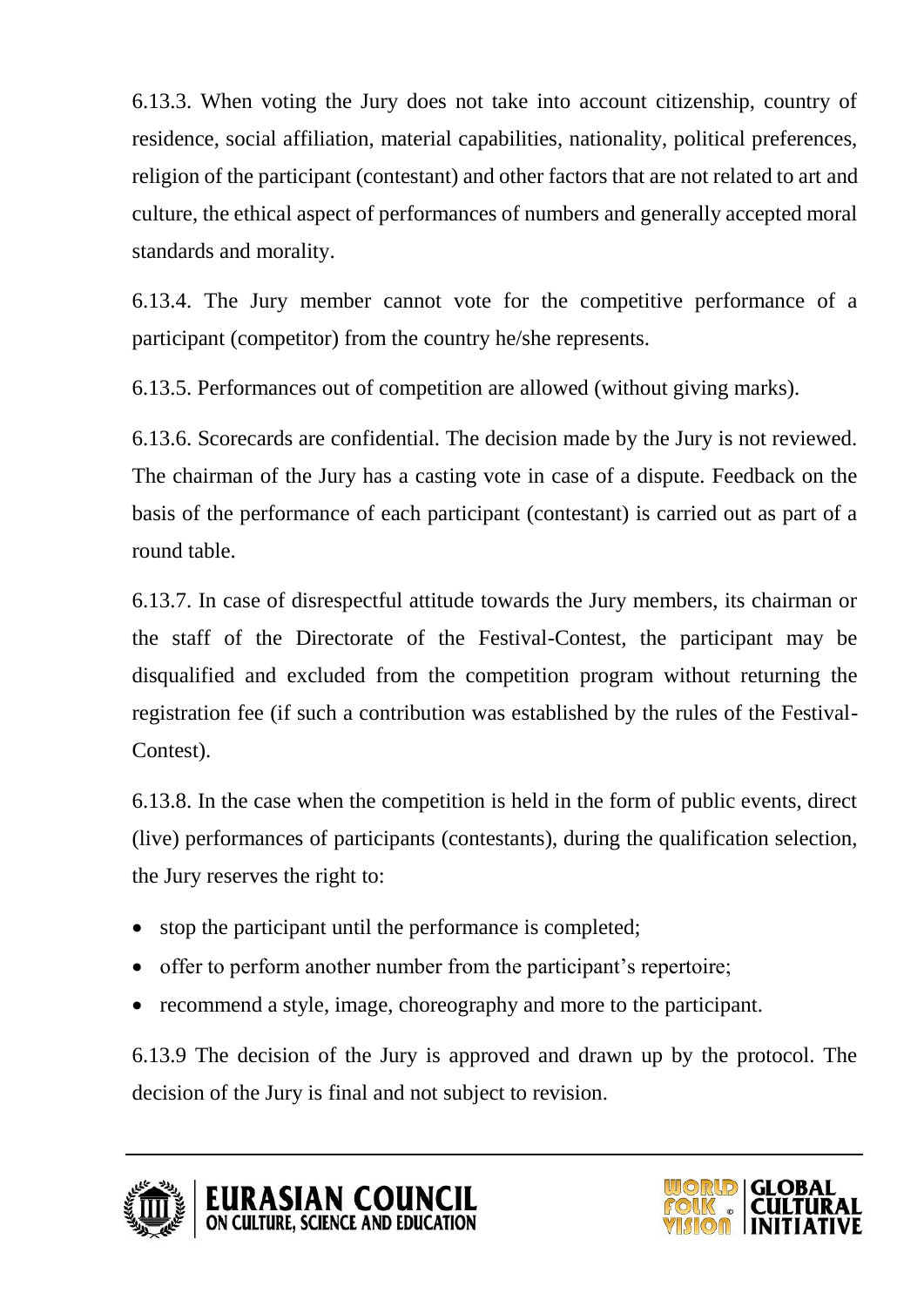6.13.3. When voting the Jury does not take into account citizenship, country of residence, social affiliation, material capabilities, nationality, political preferences, religion of the participant (contestant) and other factors that are not related to art and culture, the ethical aspect of performances of numbers and generally accepted moral standards and morality.

6.13.4. The Jury member cannot vote for the competitive performance of a participant (competitor) from the country he/she represents.

6.13.5. Performances out of competition are allowed (without giving marks).

6.13.6. Scorecards are confidential. The decision made by the Jury is not reviewed. The chairman of the Jury has a casting vote in case of a dispute. Feedback on the basis of the performance of each participant (contestant) is carried out as part of a round table.

6.13.7. In case of disrespectful attitude towards the Jury members, its chairman or the staff of the Directorate of the Festival-Contest, the participant may be disqualified and excluded from the competition program without returning the registration fee (if such a contribution was established by the rules of the Festival-Contest).

6.13.8. In the case when the competition is held in the form of public events, direct (live) performances of participants (contestants), during the qualification selection, the Jury reserves the right to:

- stop the participant until the performance is completed;
- offer to perform another number from the participant's repertoire;
- recommend a style, image, choreography and more to the participant.

6.13.9 The decision of the Jury is approved and drawn up by the protocol. The decision of the Jury is final and not subject to revision.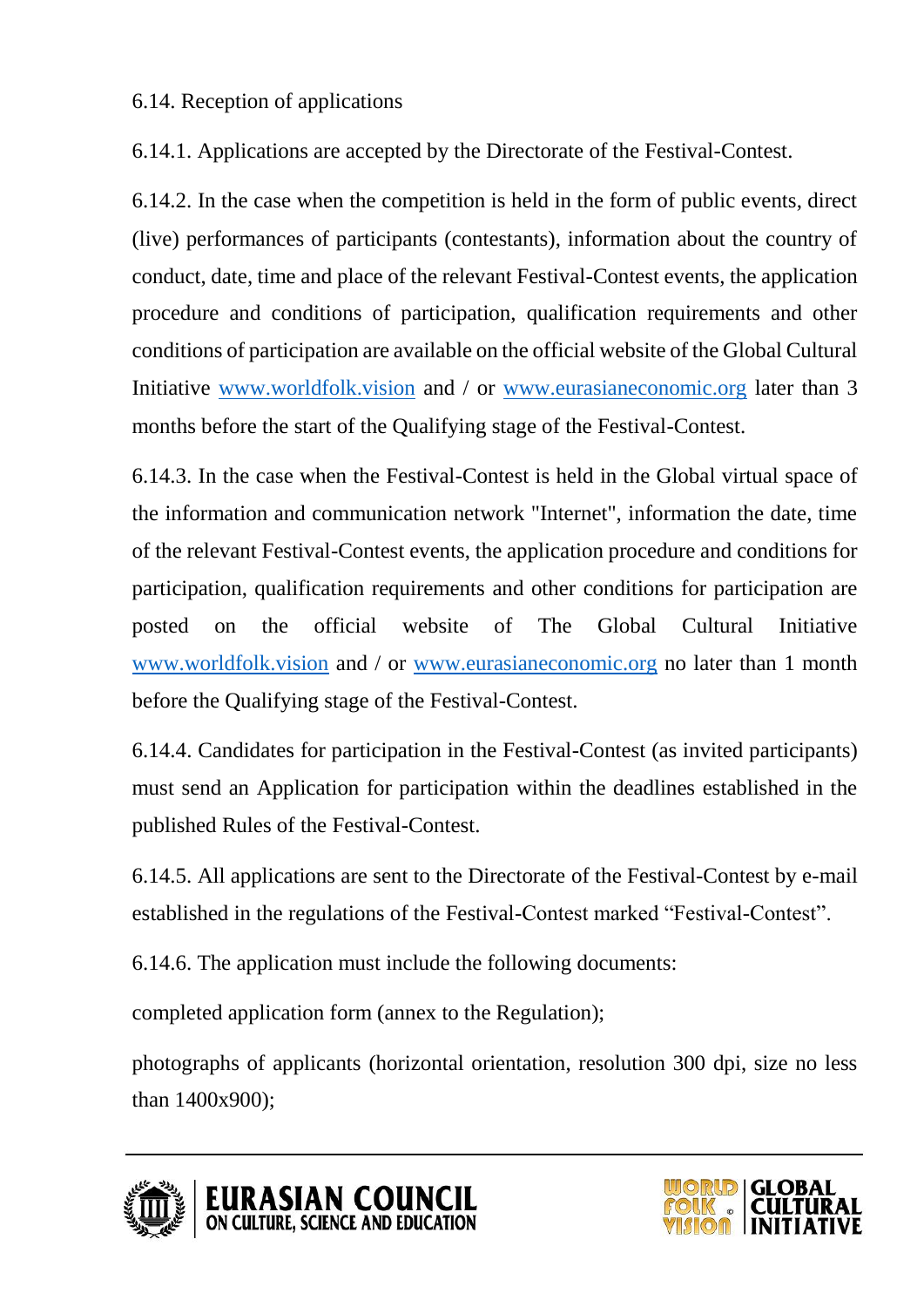6.14. Reception of applications

6.14.1. Applications are accepted by the Directorate of the Festival-Contest.

6.14.2. In the case when the competition is held in the form of public events, direct (live) performances of participants (contestants), information about the country of conduct, date, time and place of the relevant Festival-Contest events, the application procedure and conditions of participation, qualification requirements and other conditions of participation are available on the official website of the Global Cultural Initiative www.worldfolk.vision and / or www.eurasianeconomic.org later than 3 months before the start of the Qualifying stage of the Festival-Contest.

6.14.3. In the case when the Festival-Contest is held in the Global virtual space of the information and communication network "Internet", information the date, time of the relevant Festival-Contest events, the application procedure and conditions for participation, qualification requirements and other conditions for participation are posted on the official website of The Global Cultural Initiative www.worldfolk.vision and / or www.eurasianeconomic.org no later than 1 month before the Qualifying stage of the Festival-Contest.

6.14.4. Candidates for participation in the Festival-Contest (as invited participants) must send an Application for participation within the deadlines established in the published Rules of the Festival-Contest.

6.14.5. All applications are sent to the Directorate of the Festival-Contest by e-mail established in the regulations of the Festival-Contest marked "Festival-Contest".

6.14.6. The application must include the following documents:

completed application form (annex to the Regulation);

photographs of applicants (horizontal orientation, resolution 300 dpi, size no less than 1400x900);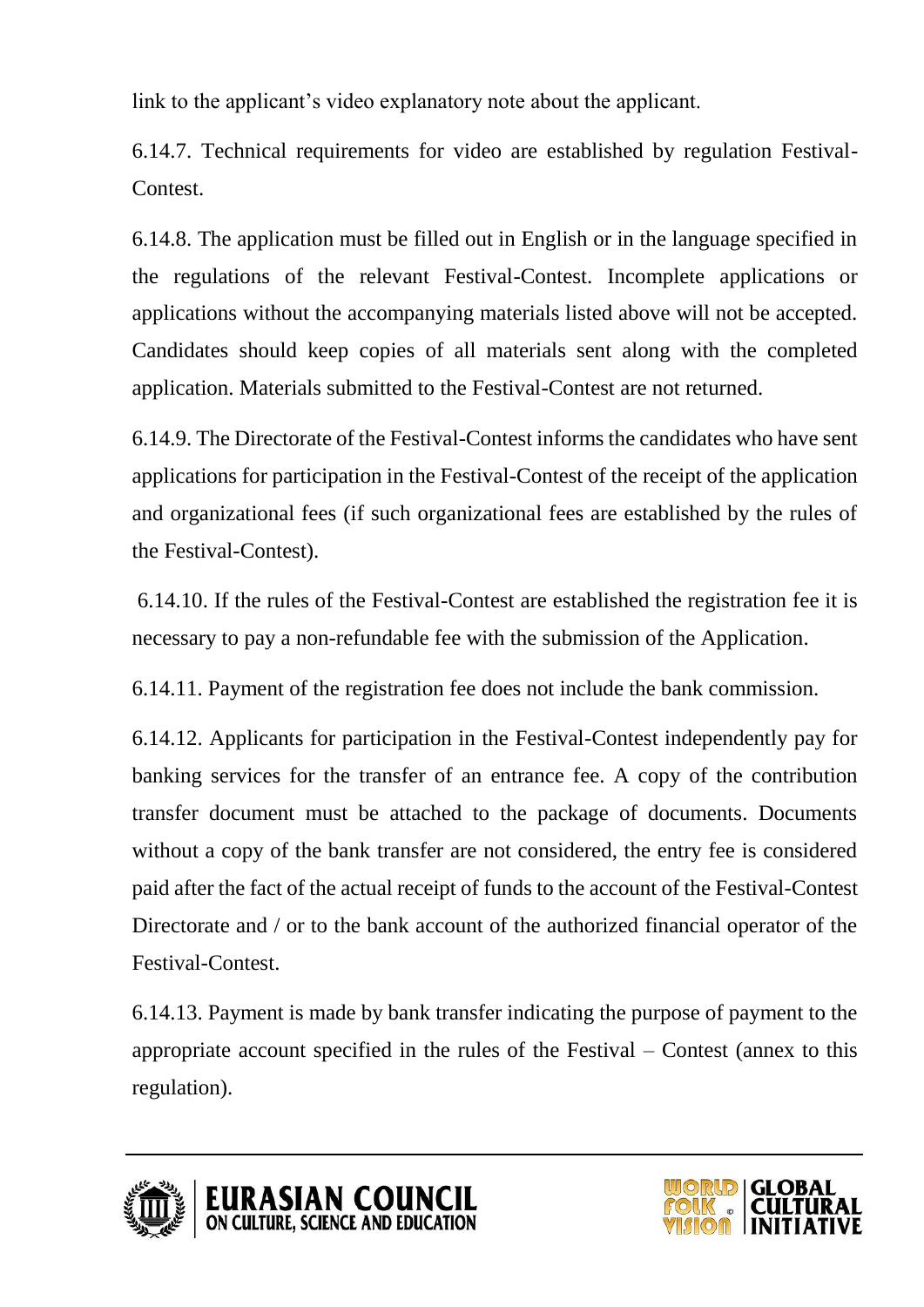link to the applicant's video explanatory note about the applicant.

6.14.7. Technical requirements for video are established by regulation Festival-Contest.

6.14.8. The application must be filled out in English or in the language specified in the regulations of the relevant Festival-Contest. Incomplete applications or applications without the accompanying materials listed above will not be accepted. Candidates should keep copies of all materials sent along with the completed application. Materials submitted to the Festival-Contest are not returned.

6.14.9. The Directorate of the Festival-Contest informs the candidates who have sent applications for participation in the Festival-Contest of the receipt of the application and organizational fees (if such organizational fees are established by the rules of the Festival-Contest).

6.14.10. If the rules of the Festival-Contest are established the registration fee it is necessary to pay a non-refundable fee with the submission of the Application.

6.14.11. Payment of the registration fee does not include the bank commission.

6.14.12. Applicants for participation in the Festival-Contest independently pay for banking services for the transfer of an entrance fee. A copy of the contribution transfer document must be attached to the package of documents. Documents without a copy of the bank transfer are not considered, the entry fee is considered paid after the fact of the actual receipt of funds to the account of the Festival-Contest Directorate and / or to the bank account of the authorized financial operator of the Festival-Contest.

6.14.13. Payment is made by bank transfer indicating the purpose of payment to the appropriate account specified in the rules of the Festival – Contest (annex to this regulation).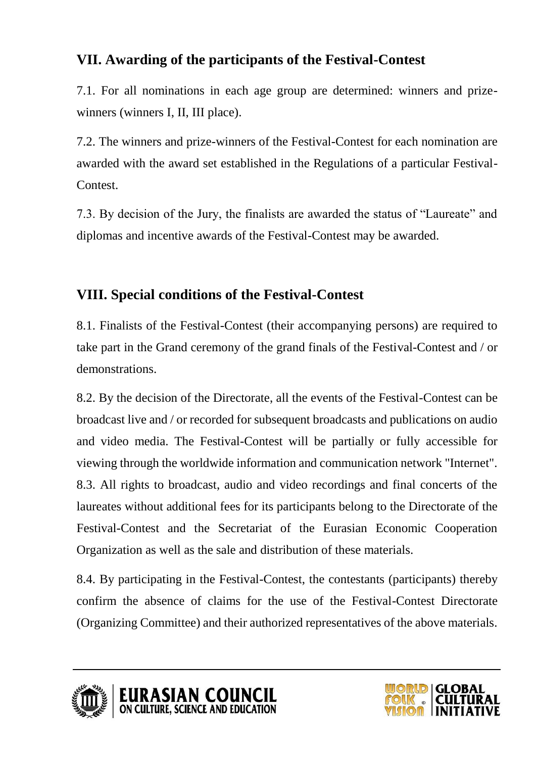## VII. Awarding of the participants of the Festival-Contest

7.1. For all nominations in each age group are determined: winners and prize-winners (winners I, II, III place).

7.2. The winners and prize-winners of the Festival-Contest for each nomination are awarded with the award set established in the Regulations of a particular Festival-Contest.

7.3. By decision of the Jury, the finalists are awarded the status of "Laureate" and diplomas and incentive awards of the Festival-Contest may be awarded.

## VIII. Special conditions of the Festival-Contest

8.1. Finalists of the Festival-Contest (their accompanying persons) are required to take part in the Grand ceremony of the grand finals of the Festival-Contest and / or demonstrations.

8.2. By the decision of the Directorate, all the events of the Festival-Contest can be broadcast live and / or recorded for subsequent broadcasts and publications on audio and video media. The Festival-Contest will be partially or fully accessible for viewing through the worldwide information and communication network "Internet".

8.3. All rights to broadcast, audio and video recordings and final concerts of the laureates without additional fees for its participants belong to the Directorate of the Festival-Contest and the Secretariat of the Eurasian Economic Cooperation Organization as well as the sale and distribution of these materials.

8.4. By participating in the Festival-Contest, the contestants (participants) thereby confirm the absence of claims for the use of the Festival-Contest Directorate (Organizing Committee) and their authorized representatives of the above materials.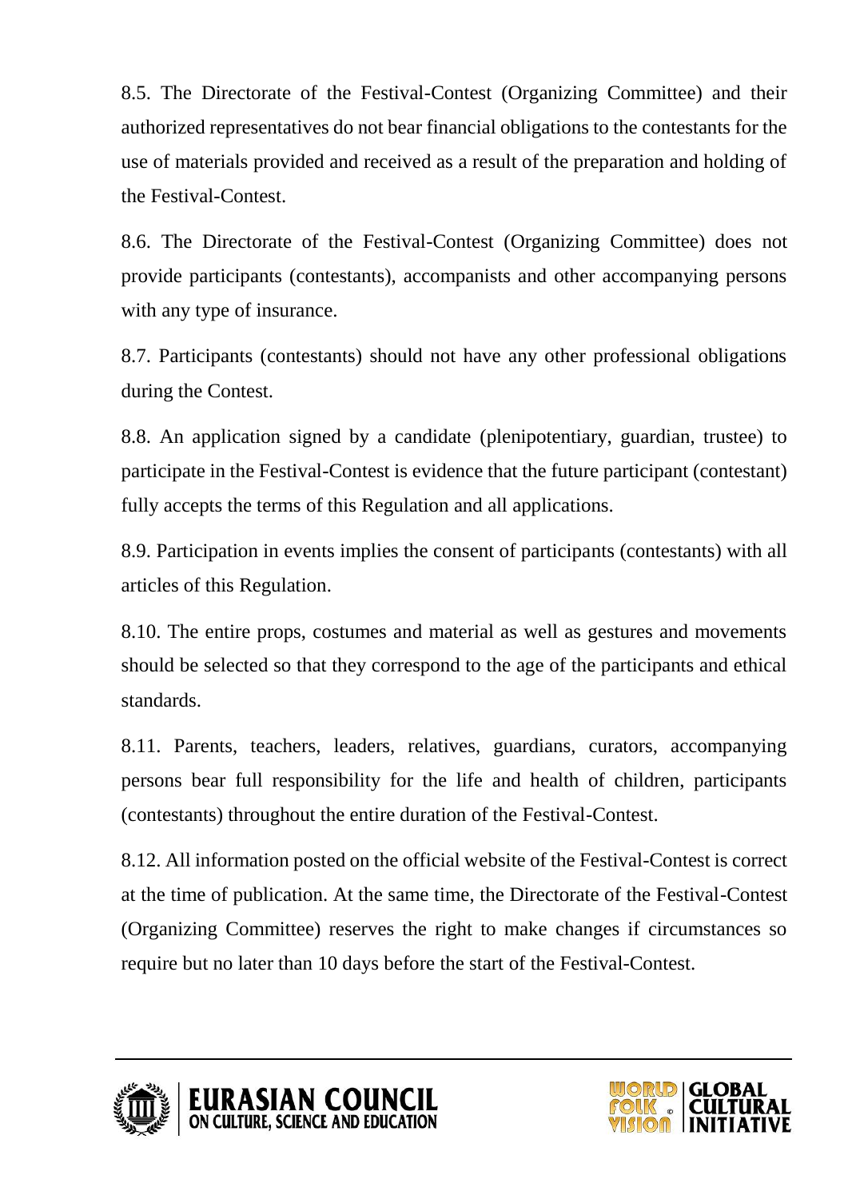8.5. The Directorate of the Festival-Contest (Organizing Committee) and their authorized representatives do not bear financial obligations to the contestants for the use of materials provided and received as a result of the preparation and holding of the Festival-Contest.

8.6. The Directorate of the Festival-Contest (Organizing Committee) does not provide participants (contestants), accompanists and other accompanying persons with any type of insurance.

8.7. Participants (contestants) should not have any other professional obligations during the Contest.

8.8. An application signed by a candidate (plenipotentiary, guardian, trustee) to participate in the Festival-Contest is evidence that the future participant (contestant) fully accepts the terms of this Regulation and all applications.

8.9. Participation in events implies the consent of participants (contestants) with all articles of this Regulation.

8.10. The entire props, costumes and material as well as gestures and movements should be selected so that they correspond to the age of the participants and ethical standards.

8.11. Parents, teachers, leaders, relatives, guardians, curators, accompanying persons bear full responsibility for the life and health of children, participants (contestants) throughout the entire duration of the Festival-Contest.

8.12. All information posted on the official website of the Festival-Contest is correct at the time of publication. At the same time, the Directorate of the Festival-Contest (Organizing Committee) reserves the right to make changes if circumstances so require but no later than 10 days before the start of the Festival-Contest.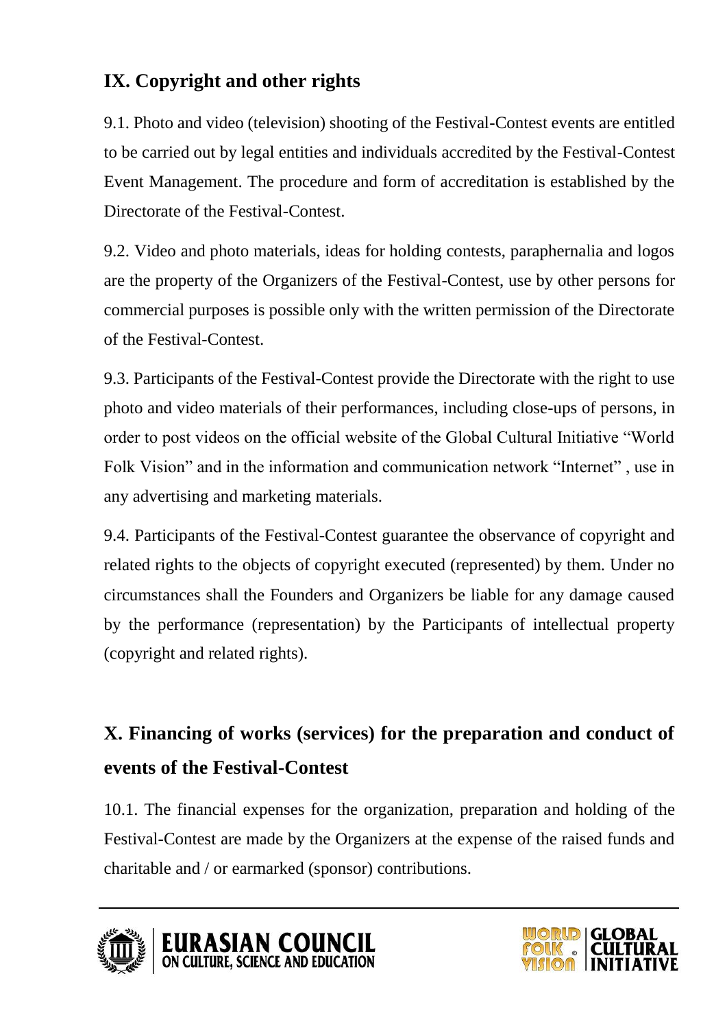## IX. Copyright and other rights

9.1. Photo and video (television) shooting of the Festival-Contest events are entitled to be carried out by legal entities and individuals accredited by the Festival-Contest Event Management. The procedure and form of accreditation is established by the Directorate of the Festival-Contest.

9.2. Video and photo materials, ideas for holding contests, paraphernalia and logos are the property of the Organizers of the Festival-Contest, use by other persons for commercial purposes is possible only with the written permission of the Directorate of the Festival-Contest.

9.3. Participants of the Festival-Contest provide the Directorate with the right to use photo and video materials of their performances, including close-ups of persons, in order to post videos on the official website of the Global Cultural Initiative "World Folk Vision" and in the information and communication network "Internet" , use in any advertising and marketing materials.

9.4. Participants of the Festival-Contest guarantee the observance of copyright and related rights to the objects of copyright executed (represented) by them. Under no circumstances shall the Founders and Organizers be liable for any damage caused by the performance (representation) by the Participants of intellectual property (copyright and related rights).

## X. Financing of works (services) for the preparation and conduct of events of the Festival-Contest

10.1. The financial expenses for the organization, preparation and holding of the Festival-Contest are made by the Organizers at the expense of the raised funds and charitable and / or earmarked (sponsor) contributions.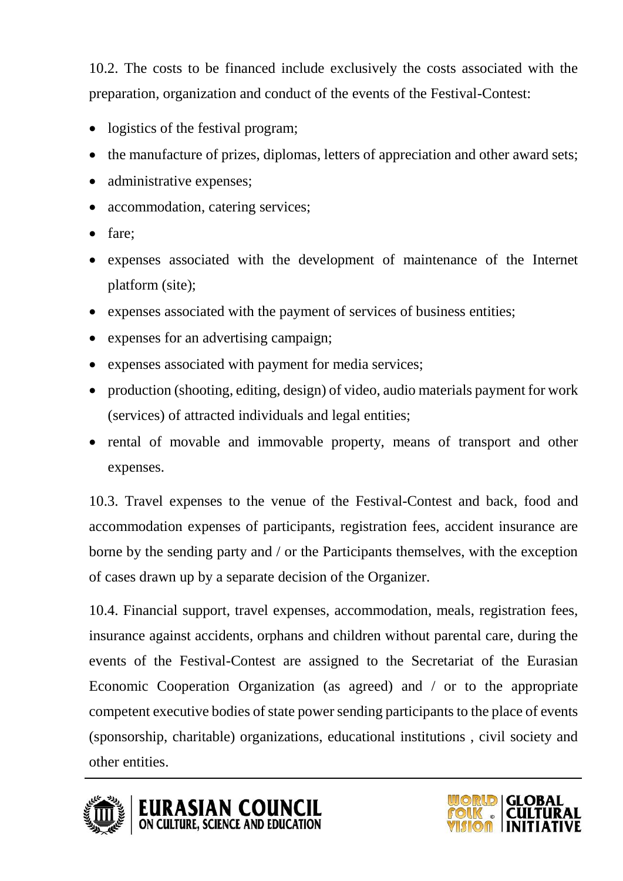10.2. The costs to be financed include exclusively the costs associated with the preparation, organization and conduct of the events of the Festival-Contest:

- logistics of the festival program;
- the manufacture of prizes, diplomas, letters of appreciation and other award sets;
- administrative expenses;
- accommodation, catering services;
- fare;
- expenses associated with the development of maintenance of the Internet platform (site);
- expenses associated with the payment of services of business entities;
- expenses for an advertising campaign;
- expenses associated with payment for media services;
- production (shooting, editing, design) of video, audio materials payment for work (services) of attracted individuals and legal entities;
- rental of movable and immovable property, means of transport and other expenses.

10.3. Travel expenses to the venue of the Festival-Contest and back, food and accommodation expenses of participants, registration fees, accident insurance are borne by the sending party and / or the Participants themselves, with the exception of cases drawn up by a separate decision of the Organizer.

10.4. Financial support, travel expenses, accommodation, meals, registration fees, insurance against accidents, orphans and children without parental care, during the events of the Festival-Contest are assigned to the Secretariat of the Eurasian Economic Cooperation Organization (as agreed) and / or to the appropriate competent executive bodies of state power sending participants to the place of events (sponsorship, charitable) organizations, educational institutions , civil society and other entities.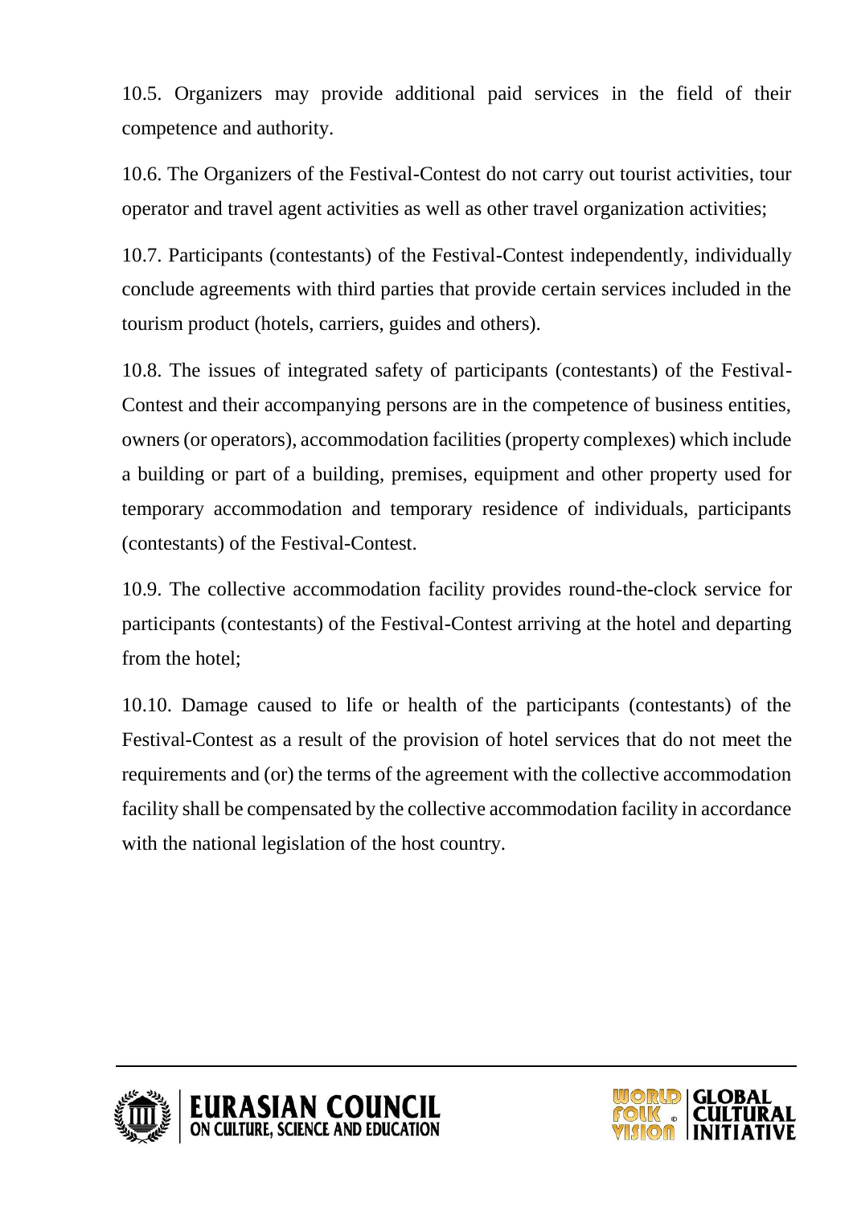10.5. Organizers may provide additional paid services in the field of their competence and authority.

10.6. The Organizers of the Festival-Contest do not carry out tourist activities, tour operator and travel agent activities as well as other travel organization activities;

10.7. Participants (contestants) of the Festival-Contest independently, individually conclude agreements with third parties that provide certain services included in the tourism product (hotels, carriers, guides and others).

10.8. The issues of integrated safety of participants (contestants) of the Festival-Contest and their accompanying persons are in the competence of business entities, owners (or operators), accommodation facilities (property complexes) which include a building or part of a building, premises, equipment and other property used for temporary accommodation and temporary residence of individuals, participants (contestants) of the Festival-Contest.

10.9. The collective accommodation facility provides round-the-clock service for participants (contestants) of the Festival-Contest arriving at the hotel and departing from the hotel;

10.10. Damage caused to life or health of the participants (contestants) of the Festival-Contest as a result of the provision of hotel services that do not meet the requirements and (or) the terms of the agreement with the collective accommodation facility shall be compensated by the collective accommodation facility in accordance with the national legislation of the host country.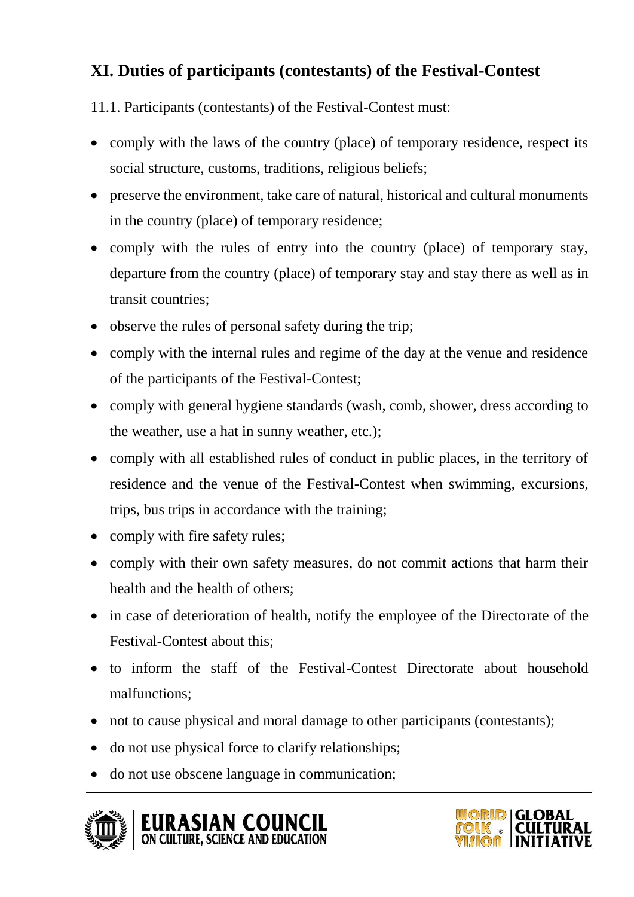## XI. Duties of participants (contestants) of the Festival-Contest

11.1. Participants (contestants) of the Festival-Contest must:

- comply with the laws of the country (place) of temporary residence, respect its social structure, customs, traditions, religious beliefs;
- preserve the environment, take care of natural, historical and cultural monuments in the country (place) of temporary residence;
- comply with the rules of entry into the country (place) of temporary stay, departure from the country (place) of temporary stay and stay there as well as in transit countries;
- observe the rules of personal safety during the trip;
- comply with the internal rules and regime of the day at the venue and residence of the participants of the Festival-Contest;
- comply with general hygiene standards (wash, comb, shower, dress according to the weather, use a hat in sunny weather, etc.);
- comply with all established rules of conduct in public places, in the territory of residence and the venue of the Festival-Contest when swimming, excursions, trips, bus trips in accordance with the training;
- comply with fire safety rules;
- comply with their own safety measures, do not commit actions that harm their health and the health of others;
- in case of deterioration of health, notify the employee of the Directorate of the Festival-Contest about this;
- to inform the staff of the Festival-Contest Directorate about household malfunctions;
- not to cause physical and moral damage to other participants (contestants);
- do not use physical force to clarify relationships;
- do not use obscene language in communication;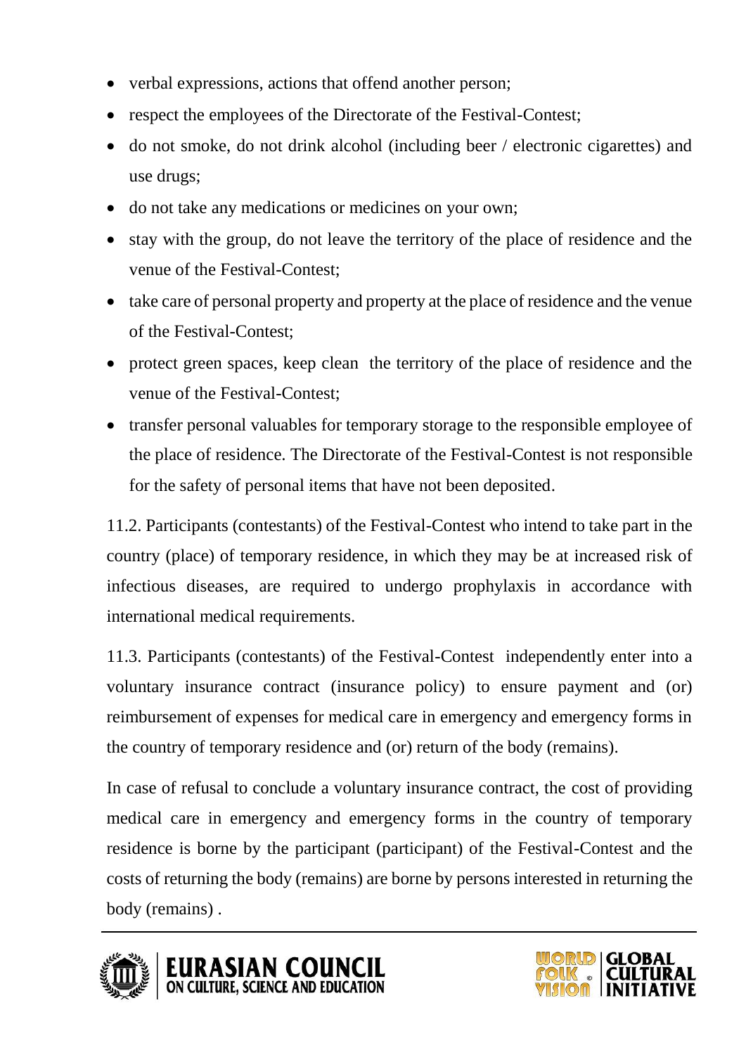- verbal expressions, actions that offend another person;
- respect the employees of the Directorate of the Festival-Contest;
- do not smoke, do not drink alcohol (including beer / electronic cigarettes) and use drugs;
- do not take any medications or medicines on your own;
- stay with the group, do not leave the territory of the place of residence and the venue of the Festival-Contest;
- take care of personal property and property at the place of residence and the venue of the Festival-Contest;
- protect green spaces, keep clean the territory of the place of residence and the venue of the Festival-Contest;
- transfer personal valuables for temporary storage to the responsible employee of the place of residence. The Directorate of the Festival-Contest is not responsible for the safety of personal items that have not been deposited.

11.2. Participants (contestants) of the Festival-Contest who intend to take part in the country (place) of temporary residence, in which they may be at increased risk of infectious diseases, are required to undergo prophylaxis in accordance with international medical requirements.

11.3. Participants (contestants) of the Festival-Contest independently enter into a voluntary insurance contract (insurance policy) to ensure payment and (or) reimbursement of expenses for medical care in emergency and emergency forms in the country of temporary residence and (or) return of the body (remains).

In case of refusal to conclude a voluntary insurance contract, the cost of providing medical care in emergency and emergency forms in the country of temporary residence is borne by the participant (participant) of the Festival-Contest and the costs of returning the body (remains) are borne by persons interested in returning the body (remains) .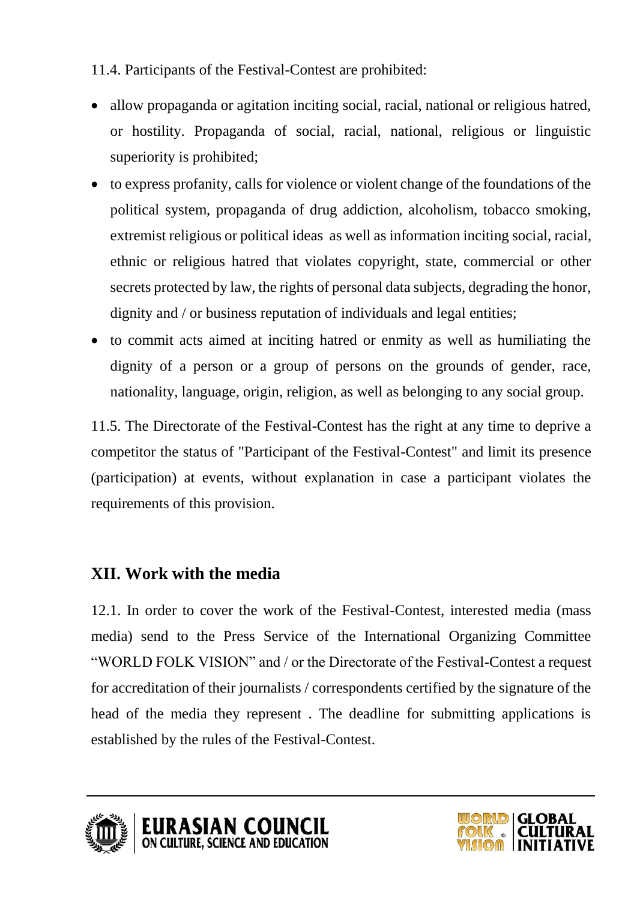11.4. Participants of the Festival-Contest are prohibited:

- allow propaganda or agitation inciting social, racial, national or religious hatred, or hostility. Propaganda of social, racial, national, religious or linguistic superiority is prohibited;
- to express profanity, calls for violence or violent change of the foundations of the political system, propaganda of drug addiction, alcoholism, tobacco smoking, extremist religious or political ideas as well as information inciting social, racial, ethnic or religious hatred that violates copyright, state, commercial or other secrets protected by law, the rights of personal data subjects, degrading the honor, dignity and / or business reputation of individuals and legal entities;
- to commit acts aimed at inciting hatred or enmity as well as humiliating the dignity of a person or a group of persons on the grounds of gender, race, nationality, language, origin, religion, as well as belonging to any social group.

11.5. The Directorate of the Festival-Contest has the right at any time to deprive a competitor the status of "Participant of the Festival-Contest" and limit its presence (participation) at events, without explanation in case a participant violates the requirements of this provision.

## XII. Work with the media

12.1. In order to cover the work of the Festival-Contest, interested media (mass media) send to the Press Service of the International Organizing Committee “WORLD FOLK VISION” and / or the Directorate of the Festival-Contest a request for accreditation of their journalists / correspondents certified by the signature of the head of the media they represent . The deadline for submitting applications is established by the rules of the Festival-Contest.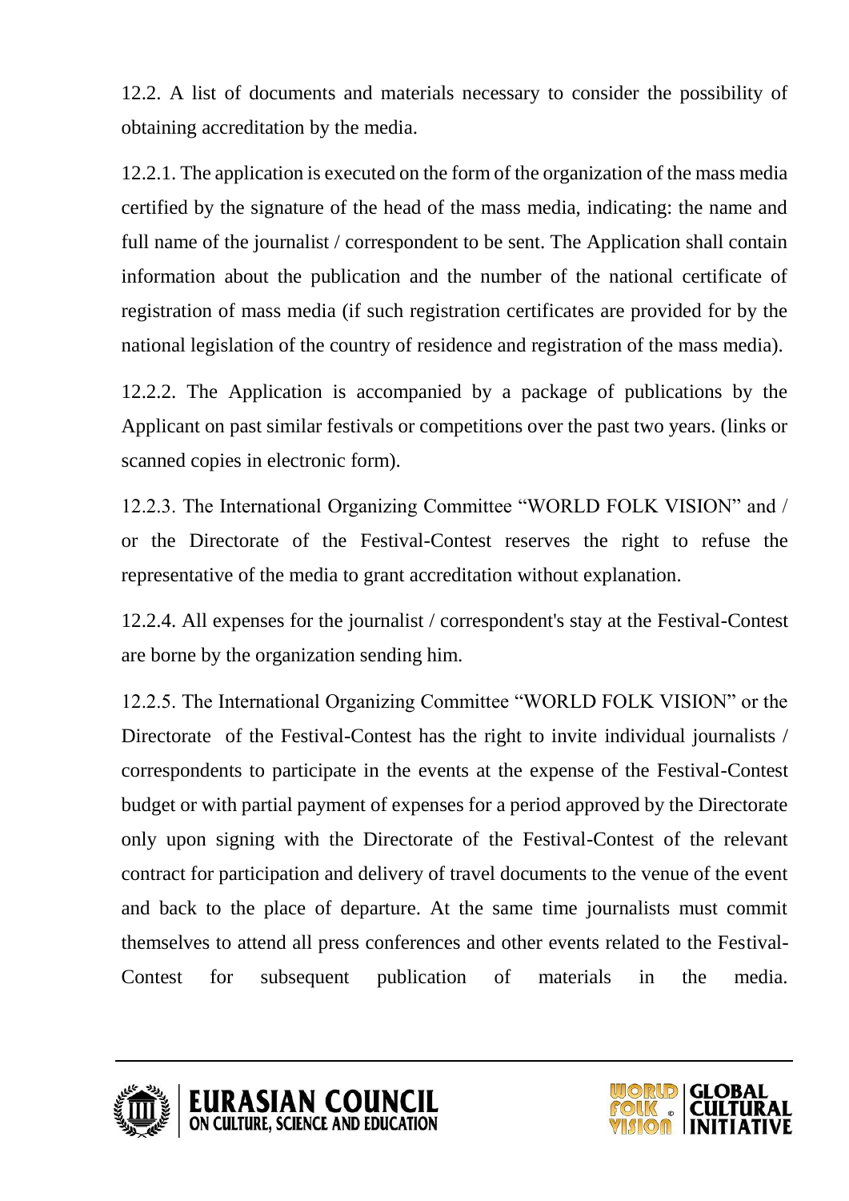12.2. A list of documents and materials necessary to consider the possibility of obtaining accreditation by the media.

12.2.1. The application is executed on the form of the organization of the mass media certified by the signature of the head of the mass media, indicating: the name and full name of the journalist / correspondent to be sent. The Application shall contain information about the publication and the number of the national certificate of registration of mass media (if such registration certificates are provided for by the national legislation of the country of residence and registration of the mass media).

12.2.2. The Application is accompanied by a package of publications by the Applicant on past similar festivals or competitions over the past two years. (links or scanned copies in electronic form).

12.2.3. The International Organizing Committee "WORLD FOLK VISION" and / or the Directorate of the Festival-Contest reserves the right to refuse the representative of the media to grant accreditation without explanation.

12.2.4. All expenses for the journalist / correspondent's stay at the Festival-Contest are borne by the organization sending him.

12.2.5. The International Organizing Committee "WORLD FOLK VISION" or the Directorate of the Festival-Contest has the right to invite individual journalists / correspondents to participate in the events at the expense of the Festival-Contest budget or with partial payment of expenses for a period approved by the Directorate only upon signing with the Directorate of the Festival-Contest of the relevant contract for participation and delivery of travel documents to the venue of the event and back to the place of departure. At the same time journalists must commit themselves to attend all press conferences and other events related to the Festival-Contest for subsequent publication of materials in the media.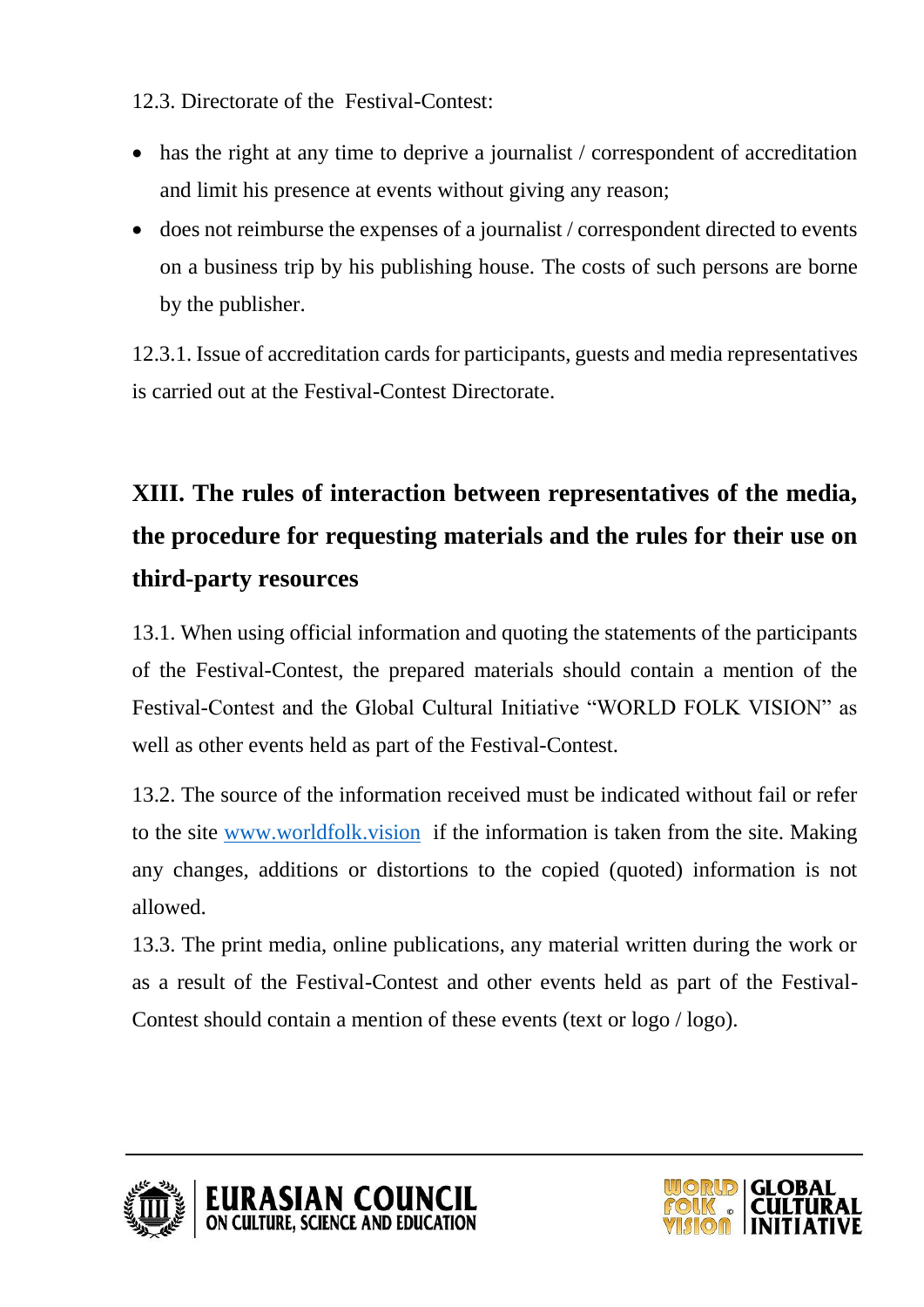12.3. Directorate of the Festival-Contest:

- has the right at any time to deprive a journalist / correspondent of accreditation and limit his presence at events without giving any reason;
- does not reimburse the expenses of a journalist / correspondent directed to events on a business trip by his publishing house. The costs of such persons are borne by the publisher.

12.3.1. Issue of accreditation cards for participants, guests and media representatives is carried out at the Festival-Contest Directorate.

## XIII. The rules of interaction between representatives of the media, the procedure for requesting materials and the rules for their use on third-party resources

13.1. When using official information and quoting the statements of the participants of the Festival-Contest, the prepared materials should contain a mention of the Festival-Contest and the Global Cultural Initiative "WORLD FOLK VISION" as well as other events held as part of the Festival-Contest.

13.2. The source of the information received must be indicated without fail or refer to the site [www.worldfolk.vision](http://www.worldfolk.vision) if the information is taken from the site. Making any changes, additions or distortions to the copied (quoted) information is not allowed.

13.3. The print media, online publications, any material written during the work or as a result of the Festival-Contest and other events held as part of the Festival-Contest should contain a mention of these events (text or logo / logo).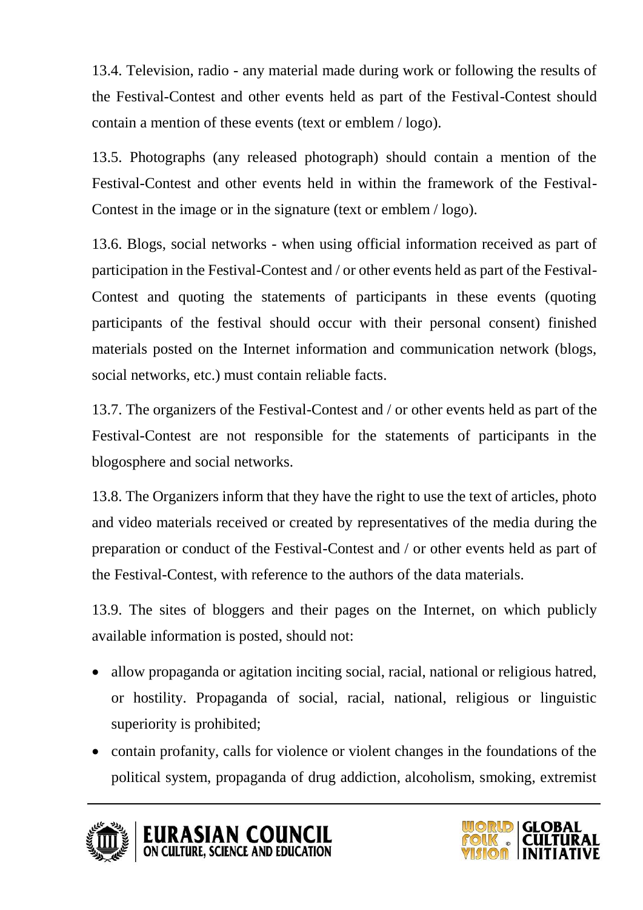13.4. Television, radio - any material made during work or following the results of the Festival-Contest and other events held as part of the Festival-Contest should contain a mention of these events (text or emblem / logo).

13.5. Photographs (any released photograph) should contain a mention of the Festival-Contest and other events held in within the framework of the Festival-Contest in the image or in the signature (text or emblem / logo).

13.6. Blogs, social networks - when using official information received as part of participation in the Festival-Contest and / or other events held as part of the Festival-Contest and quoting the statements of participants in these events (quoting participants of the festival should occur with their personal consent) finished materials posted on the Internet information and communication network (blogs, social networks, etc.) must contain reliable facts.

13.7. The organizers of the Festival-Contest and / or other events held as part of the Festival-Contest are not responsible for the statements of participants in the blogosphere and social networks.

13.8. The Organizers inform that they have the right to use the text of articles, photo and video materials received or created by representatives of the media during the preparation or conduct of the Festival-Contest and / or other events held as part of the Festival-Contest, with reference to the authors of the data materials.

13.9. The sites of bloggers and their pages on the Internet, on which publicly available information is posted, should not:

- allow propaganda or agitation inciting social, racial, national or religious hatred, or hostility. Propaganda of social, racial, national, religious or linguistic superiority is prohibited;
- contain profanity, calls for violence or violent changes in the foundations of the political system, propaganda of drug addiction, alcoholism, smoking, extremist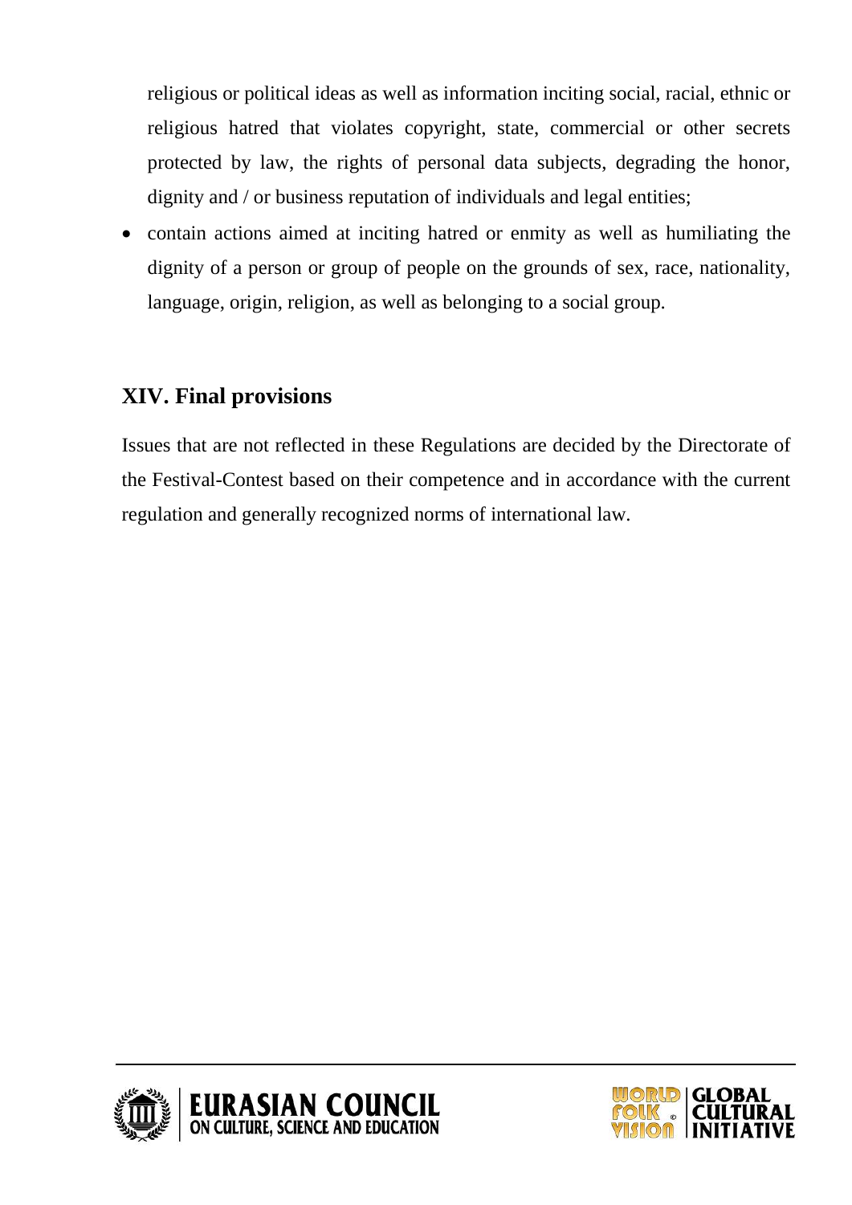religious or political ideas as well as information inciting social, racial, ethnic or religious hatred that violates copyright, state, commercial or other secrets protected by law, the rights of personal data subjects, degrading the honor, dignity and / or business reputation of individuals and legal entities;

- contain actions aimed at inciting hatred or enmity as well as humiliating the dignity of a person or group of people on the grounds of sex, race, nationality, language, origin, religion, as well as belonging to a social group.

## XIV. Final provisions

Issues that are not reflected in these Regulations are decided by the Directorate of the Festival-Contest based on their competence and in accordance with the current regulation and generally recognized norms of international law.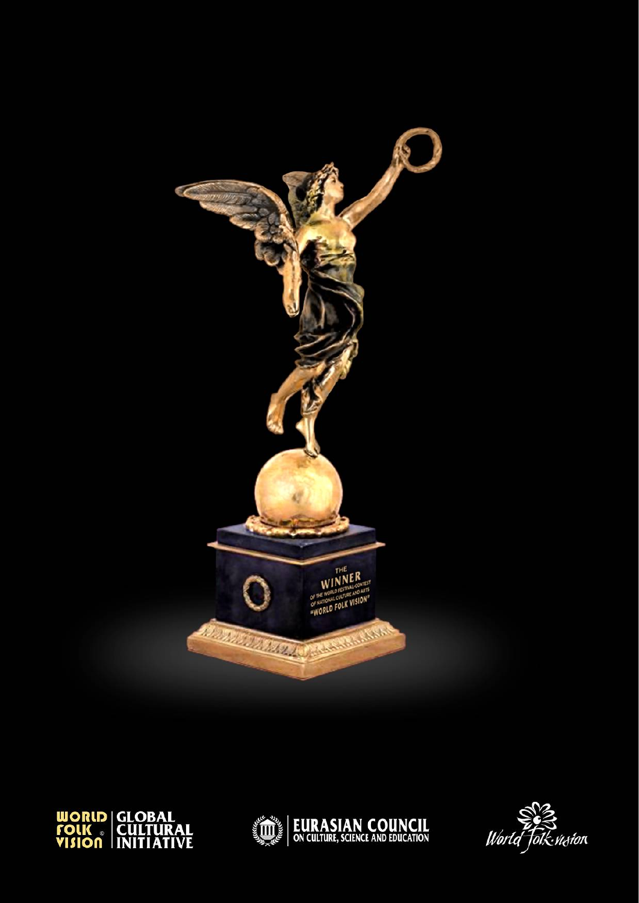THE
WINNER
OF THE WORLD FESTIVAL-CONTEST
OF NATIONAL CULTURE AND ARTS
"WORLD FOLK VISION"

WORLD FOLK VISION © | GLOBAL CULTURAL INITIATIVE

EURASIAN COUNCIL
ON CULTURE, SCIENCE AND EDUCATION

World folk-vision